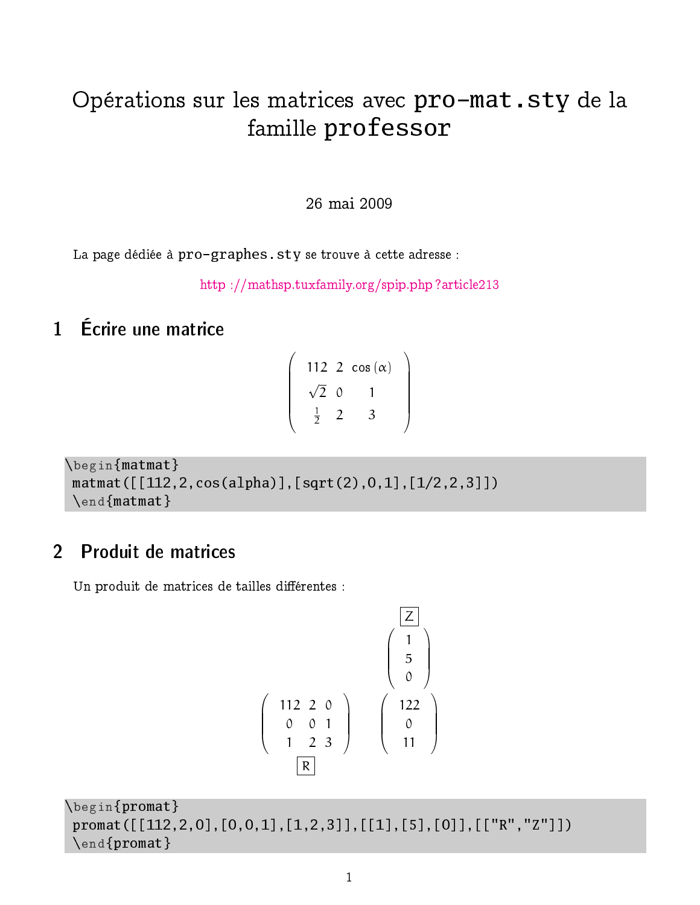# Opérations sur les matrices avec pro-mat.sty de la famille professor

26 mai 2009

La page dédiée à pro-graphes.sty se trouve à cette adresse :

http ://mathsp.tuxfamily.org/spip.php ?article213

## 1 Écrire une matrice

$$\begin{pmatrix} 112 & 2 & \cos(\alpha) \\ \sqrt{2} & 0 & 1 \\ \frac{1}{2} & 2 & 3 \end{pmatrix}$$

```
\begin{matmat}
 matmat([[112,2,cos(alpha)],[sqrt(2),0,1],[1/2,2,3]])
 \end{matmat}
```

## 2 Produit de matrices

Un produit de matrices de tailles différentes :

$$\begin{array}{cc} & \boxed{Z} \\ & \begin{pmatrix} 1 \\ 5 \\ 0 \end{pmatrix} \\ \begin{pmatrix} 112 & 2 & 0 \\ 0 & 0 & 1 \\ 1 & 2 & 3 \end{pmatrix} & \begin{pmatrix} 122 \\ 0 \\ 11 \end{pmatrix} \\ \boxed{R} & \end{array}$$

```
\begin{promat}
 promat([[112,2,0],[0,0,1],[1,2,3]],[[1],[5],[0]],[["R","Z"]])
 \end{promat}
```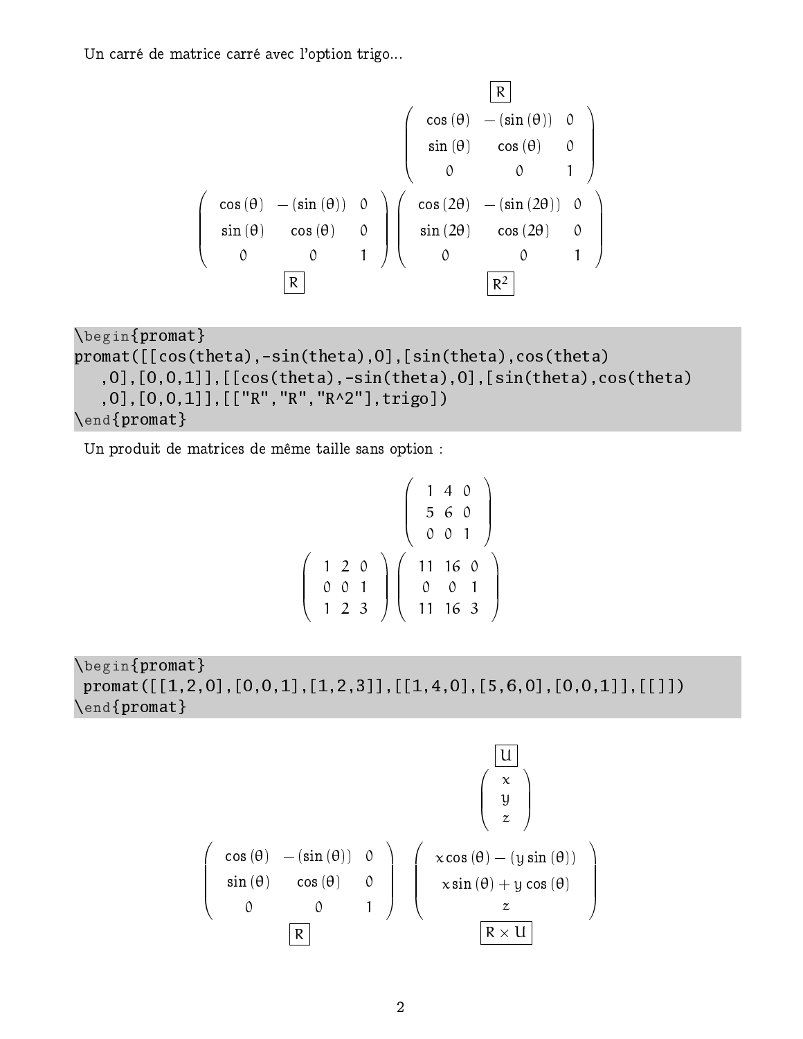Un carré de matrice carré avec l'option trigo...

$$
\begin{array}{cc}
 & \boxed{R} \\
 & \begin{pmatrix} \cos(\theta) & -(\sin(\theta)) & 0 \\ \sin(\theta) & \cos(\theta) & 0 \\ 0 & 0 & 1 \end{pmatrix} \\
\begin{pmatrix} \cos(\theta) & -(\sin(\theta)) & 0 \\ \sin(\theta) & \cos(\theta) & 0 \\ 0 & 0 & 1 \end{pmatrix} & \begin{pmatrix} \cos(2\theta) & -(\sin(2\theta)) & 0 \\ \sin(2\theta) & \cos(2\theta) & 0 \\ 0 & 0 & 1 \end{pmatrix} \\
\boxed{R} & \boxed{R^2}
\end{array}
$$

```
\begin{promat}
promat([[cos(theta),-sin(theta),0],[sin(theta),cos(theta)
   ,0],[0,0,1]],[[cos(theta),-sin(theta),0],[sin(theta),cos(theta)
   ,0],[0,0,1]],[["R","R","R^2"],trigo])
\end{promat}
```

Un produit de matrices de même taille sans option :

$$
\begin{array}{cc}
 & \begin{pmatrix} 1 & 4 & 0 \\ 5 & 6 & 0 \\ 0 & 0 & 1 \end{pmatrix} \\
\begin{pmatrix} 1 & 2 & 0 \\ 0 & 0 & 1 \\ 1 & 2 & 3 \end{pmatrix} & \begin{pmatrix} 11 & 16 & 0 \\ 0 & 0 & 1 \\ 11 & 16 & 3 \end{pmatrix}
\end{array}
$$

```
\begin{promat}
 promat([[1,2,0],[0,0,1],[1,2,3]],[[1,4,0],[5,6,0],[0,0,1]],[[]])
\end{promat}
```

$$
\begin{array}{cc}
 & \boxed{U} \\
 & \begin{pmatrix} x \\ y \\ z \end{pmatrix} \\
\begin{pmatrix} \cos(\theta) & -(\sin(\theta)) & 0 \\ \sin(\theta) & \cos(\theta) & 0 \\ 0 & 0 & 1 \end{pmatrix} & \begin{pmatrix} x\cos(\theta) - (y\sin(\theta)) \\ x\sin(\theta) + y\cos(\theta) \\ z \end{pmatrix} \\
\boxed{R} & \boxed{R \times U}
\end{array}
$$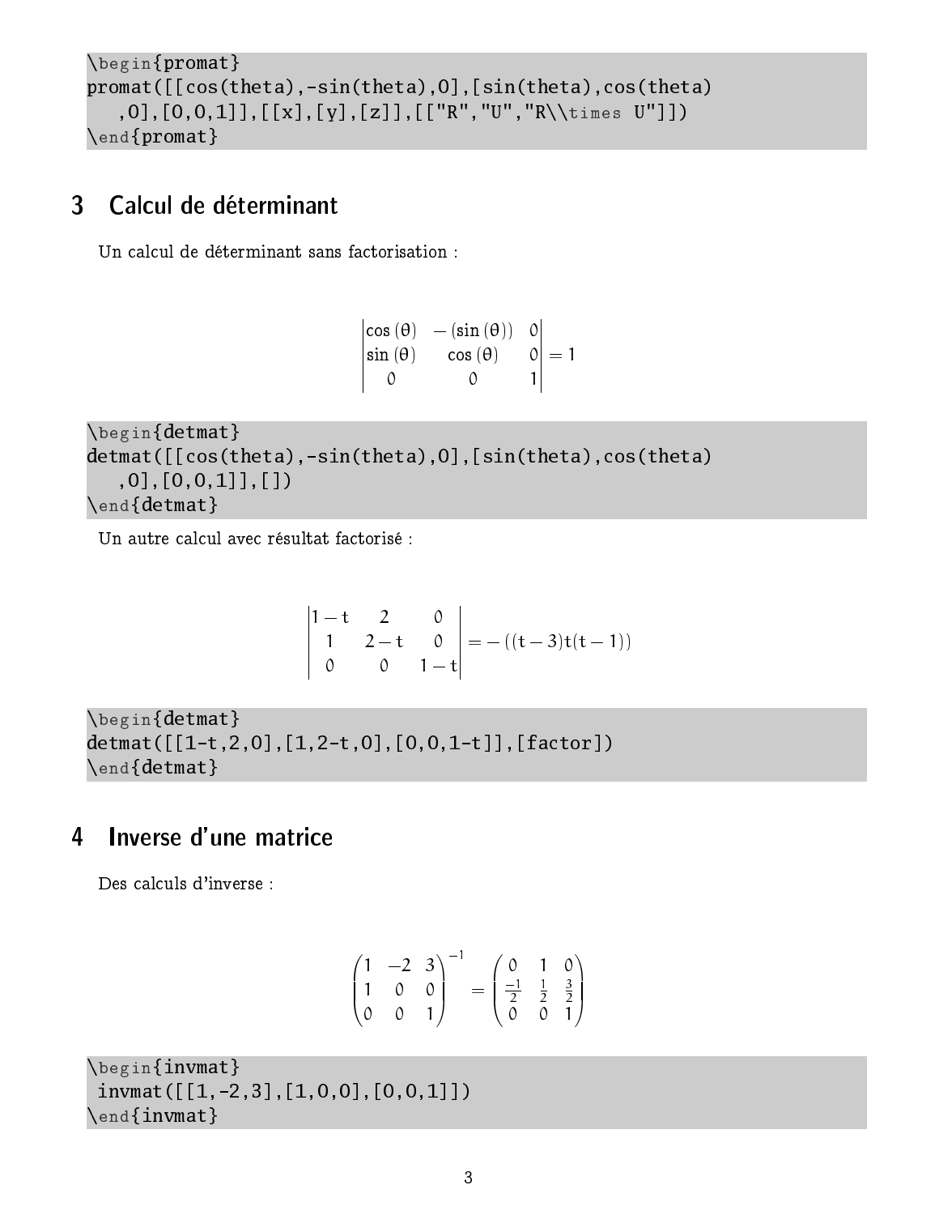```
\begin{promat}
promat([[cos(theta),-sin(theta),0],[sin(theta),cos(theta)
   ,0],[0,0,1]],[[x],[y],[z]],[["R","U","R\\times U"]])
\end{promat}
```

## 3 Calcul de déterminant

Un calcul de déterminant sans factorisation :

$$\begin{vmatrix} \cos(\theta) & -(\sin(\theta)) & 0 \\ \sin(\theta) & \cos(\theta) & 0 \\ 0 & 0 & 1 \end{vmatrix} = 1$$

```
\begin{detmat}
detmat([[cos(theta),-sin(theta),0],[sin(theta),cos(theta)
   ,0],[0,0,1]],[])
\end{detmat}
```

Un autre calcul avec résultat factorisé :

$$\begin{vmatrix} 1-t & 2 & 0 \\ 1 & 2-t & 0 \\ 0 & 0 & 1-t \end{vmatrix} = -\left((t-3)t(t-1)\right)$$

```
\begin{detmat}
detmat([[1-t,2,0],[1,2-t,0],[0,0,1-t]],[factor])
\end{detmat}
```

## 4 Inverse d'une matrice

Des calculs d'inverse :

$$\begin{pmatrix} 1 & -2 & 3 \\ 1 & 0 & 0 \\ 0 & 0 & 1 \end{pmatrix}^{-1} = \begin{pmatrix} 0 & 1 & 0 \\ \frac{-1}{2} & \frac{1}{2} & \frac{3}{2} \\ 0 & 0 & 1 \end{pmatrix}$$

```
\begin{invmat}
 invmat([[1,-2,3],[1,0,0],[0,0,1]])
\end{invmat}
```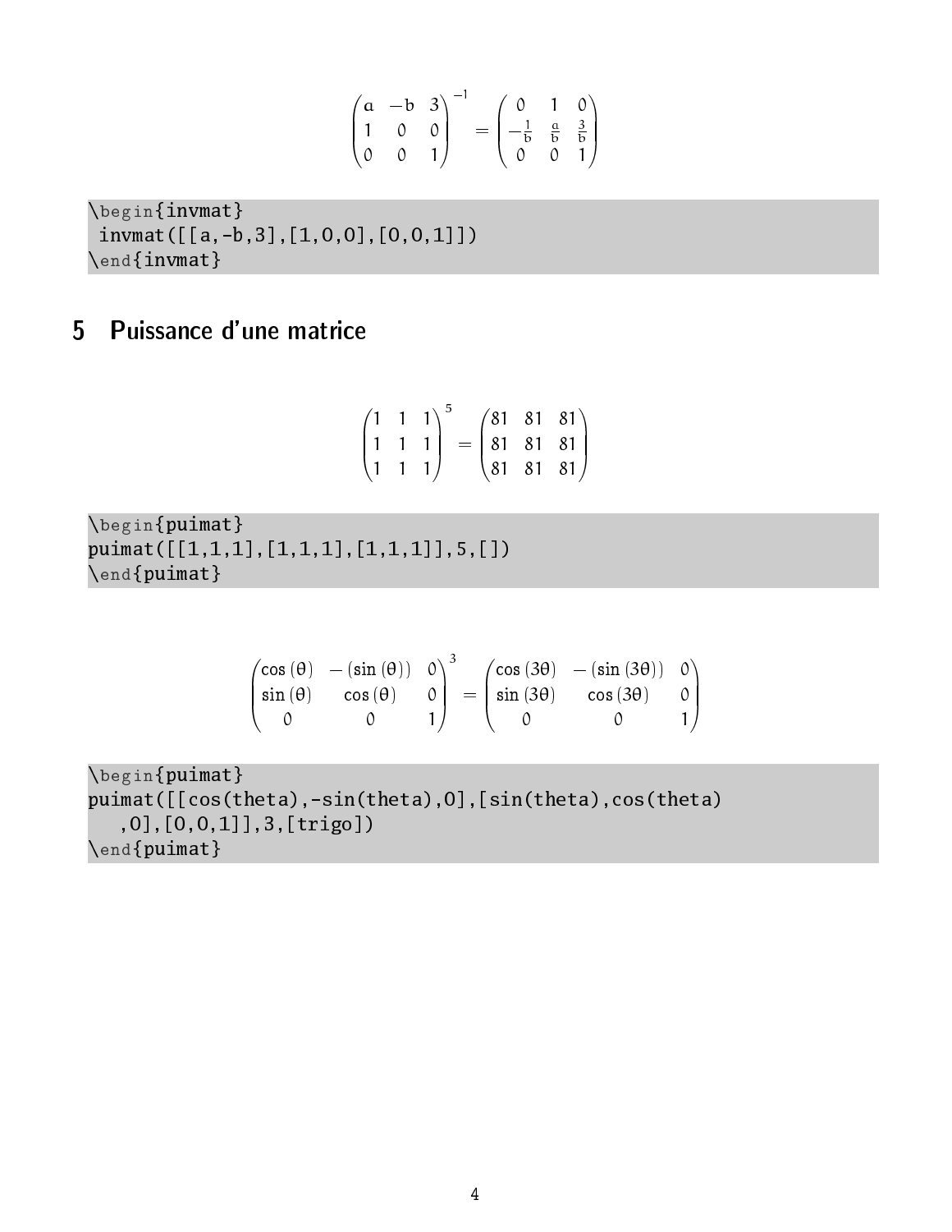$$\begin{pmatrix} a & -b & 3 \\ 1 & 0 & 0 \\ 0 & 0 & 1 \end{pmatrix}^{-1} = \begin{pmatrix} 0 & 1 & 0 \\ -\frac{1}{b} & \frac{a}{b} & \frac{3}{b} \\ 0 & 0 & 1 \end{pmatrix}$$

```
\begin{invmat}
 invmat([[a,-b,3],[1,0,0],[0,0,1]])
\end{invmat}
```

## 5 Puissance d'une matrice

$$\begin{pmatrix} 1 & 1 & 1 \\ 1 & 1 & 1 \\ 1 & 1 & 1 \end{pmatrix}^{5} = \begin{pmatrix} 81 & 81 & 81 \\ 81 & 81 & 81 \\ 81 & 81 & 81 \end{pmatrix}$$

```
\begin{puimat}
puimat([[1,1,1],[1,1,1],[1,1,1]],5,[])
\end{puimat}
```

$$\begin{pmatrix} \cos(\theta) & -(\sin(\theta)) & 0 \\ \sin(\theta) & \cos(\theta) & 0 \\ 0 & 0 & 1 \end{pmatrix}^{3} = \begin{pmatrix} \cos(3\theta) & -(\sin(3\theta)) & 0 \\ \sin(3\theta) & \cos(3\theta) & 0 \\ 0 & 0 & 1 \end{pmatrix}$$

```
\begin{puimat}
puimat([[cos(theta),-sin(theta),0],[sin(theta),cos(theta)
   ,0],[0,0,1]],3,[trigo])
\end{puimat}
```